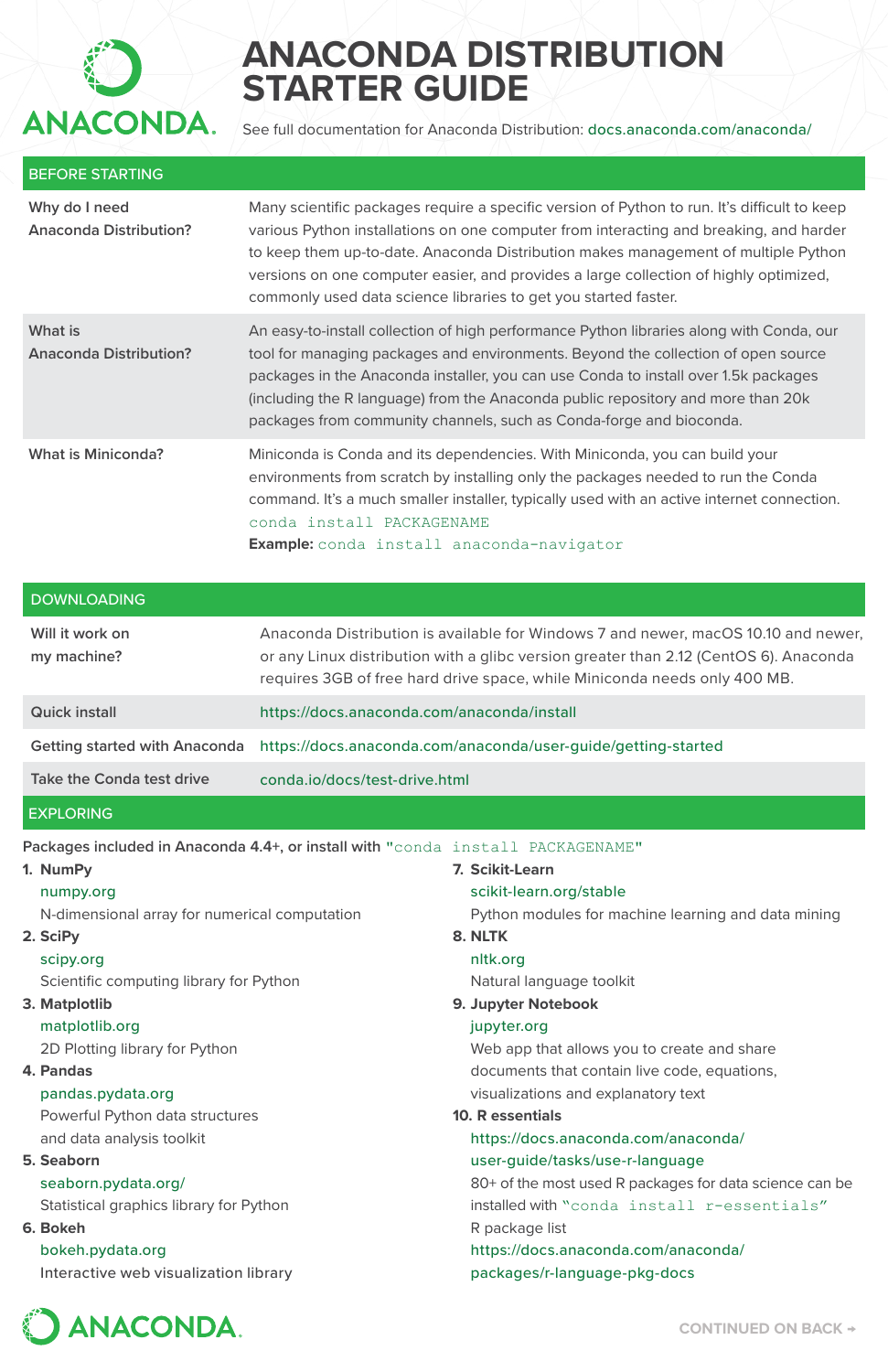# ANACONDA DISTRIBUTION STARTER GUIDE

See full documentation for Anaconda Distribution: docs.anaconda.com/anaconda/

## BEFORE STARTING

| | |
|---|---|
| **Why do I need Anaconda Distribution?** | Many scientific packages require a specific version of Python to run. It's difficult to keep various Python installations on one computer from interacting and breaking, and harder to keep them up-to-date. Anaconda Distribution makes management of multiple Python versions on one computer easier, and provides a large collection of highly optimized, commonly used data science libraries to get you started faster. |
| **What is Anaconda Distribution?** | An easy-to-install collection of high performance Python libraries along with Conda, our tool for managing packages and environments. Beyond the collection of open source packages in the Anaconda installer, you can use Conda to install over 1.5k packages (including the R language) from the Anaconda public repository and more than 20k packages from community channels, such as Conda-forge and bioconda. |
| **What is Miniconda?** | Miniconda is Conda and its dependencies. With Miniconda, you can build your environments from scratch by installing only the packages needed to run the Conda command. It's a much smaller installer, typically used with an active internet connection. `conda install PACKAGENAME` **Example:** `conda install anaconda-navigator` |

## DOWNLOADING

| | |
|---|---|
| **Will it work on my machine?** | Anaconda Distribution is available for Windows 7 and newer, macOS 10.10 and newer, or any Linux distribution with a glibc version greater than 2.12 (CentOS 6). Anaconda requires 3GB of free hard drive space, while Miniconda needs only 400 MB. |
| **Quick install** | https://docs.anaconda.com/anaconda/install |
| **Getting started with Anaconda** | https://docs.anaconda.com/anaconda/user-guide/getting-started |
| **Take the Conda test drive** | conda.io/docs/test-drive.html |

## EXPLORING

Packages included in Anaconda 4.4+, or install with `"conda install PACKAGENAME"`

1. **NumPy**
   numpy.org
   N-dimensional array for numerical computation
2. **SciPy**
   scipy.org
   Scientific computing library for Python
3. **Matplotlib**
   matplotlib.org
   2D Plotting library for Python
4. **Pandas**
   pandas.pydata.org
   Powerful Python data structures and data analysis toolkit
5. **Seaborn**
   seaborn.pydata.org/
   Statistical graphics library for Python
6. **Bokeh**
   bokeh.pydata.org
   Interactive web visualization library
7. **Scikit-Learn**
   scikit-learn.org/stable
   Python modules for machine learning and data mining
8. **NLTK**
   nltk.org
   Natural language toolkit
9. **Jupyter Notebook**
   jupyter.org
   Web app that allows you to create and share documents that contain live code, equations, visualizations and explanatory text
10. **R essentials**
    https://docs.anaconda.com/anaconda/user-guide/tasks/use-r-language
    80+ of the most used R packages for data science can be installed with `"conda install r-essentials"`
    R package list
    https://docs.anaconda.com/anaconda/packages/r-language-pkg-docs

CONTINUED ON BACK →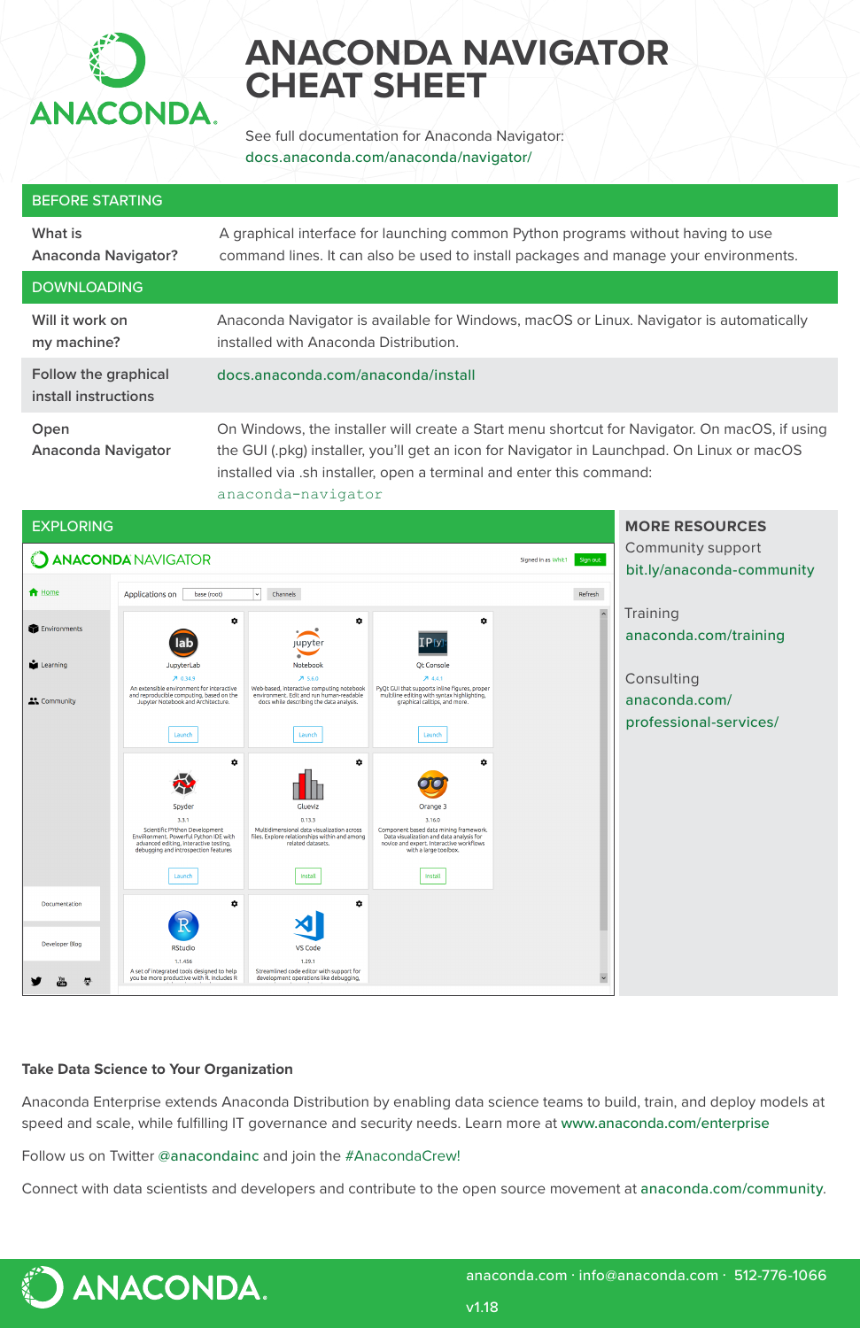# ANACONDA NAVIGATOR CHEAT SHEET

See full documentation for Anaconda Navigator:
docs.anaconda.com/anaconda/navigator/

## BEFORE STARTING

| | |
|---|---|
| **What is Anaconda Navigator?** | A graphical interface for launching common Python programs without having to use command lines. It can also be used to install packages and manage your environments. |

## DOWNLOADING

| | |
|---|---|
| **Will it work on my machine?** | Anaconda Navigator is available for Windows, macOS or Linux. Navigator is automatically installed with Anaconda Distribution. |
| **Follow the graphical install instructions** | docs.anaconda.com/anaconda/install |
| **Open Anaconda Navigator** | On Windows, the installer will create a Start menu shortcut for Navigator. On macOS, if using the GUI (.pkg) installer, you'll get an icon for Navigator in Launchpad. On Linux or macOS installed via .sh installer, open a terminal and enter this command: `anaconda-navigator` |

## EXPLORING

ANACONDA NAVIGATOR

Signed in as Whit1 | Sign out

Home
Environments
Learning
Community

Applications on | base (root) | Channels | Refresh

- JupyterLab 0.34.9 — An extensible environment for interactive and reproducible computing, based on the Jupyter Notebook and Architecture. [Launch]
- Notebook 5.6.0 — Web-based, interactive computing notebook environment. Edit and run human-readable docs while describing the data analysis. [Launch]
- Qt Console 4.4.1 — PyQt GUI that supports inline figures, proper multiline editing with syntax highlighting, graphical calltips, and more. [Launch]
- Spyder 3.3.1 — Scientific PYthon Development EnviRonment. Powerful Python IDE with advanced editing, interactive testing, debugging and introspection features [Launch]
- Glueviz 0.13.3 — Multidimensional data visualization across files. Explore relationships within and among related datasets. [Install]
- Orange 3 3.16.0 — Component based data mining framework. Data visualization and data analysis for novice and expert. Interactive workflows with a large toolbox. [Install]
- RStudio 1.1.456 — A set of integrated tools designed to help you be more productive with R. Includes R
- VS Code 1.29.1 — Streamlined code editor with support for development operations like debugging,

Documentation
Developer Blog

## MORE RESOURCES

Community support
bit.ly/anaconda-community

Training
anaconda.com/training

Consulting
anaconda.com/professional-services/

**Take Data Science to Your Organization**

Anaconda Enterprise extends Anaconda Distribution by enabling data science teams to build, train, and deploy models at speed and scale, while fulfilling IT governance and security needs. Learn more at www.anaconda.com/enterprise

Follow us on Twitter @anacondainc and join the #AnacondaCrew!

Connect with data scientists and developers and contribute to the open source movement at anaconda.com/community.

anaconda.com · info@anaconda.com · 512-776-1066

v1.18